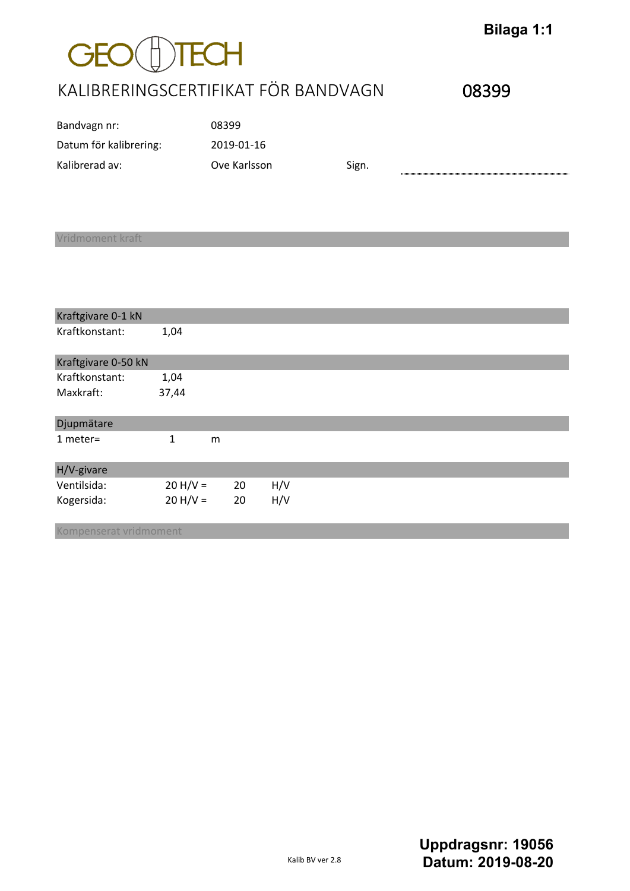Bilaga 1:1

GEOTECH

# KALIBRERINGSCERTIFIKAT FÖR BANDVAGN

08399

| | | | |
|---|---|---|---|
| Bandvagn nr: | 08399 | | |
| Datum för kalibrering: | 2019-01-16 | | |
| Kalibrerad av: | Ove Karlsson | Sign. | |

### Vridmoment kraft

### Kraftgivare 0-1 kN

| | |
|---|---|
| Kraftkonstant: | 1,04 |

### Kraftgivare 0-50 kN

| | |
|---|---|
| Kraftkonstant: | 1,04 |
| Maxkraft: | 37,44 |

### Djupmätare

| | | |
|---|---|---|
| 1 meter= | 1 | m |

### H/V-givare

| | | | |
|---|---|---|---|
| Ventilsida: | 20 H/V = | 20 | H/V |
| Kogersida: | 20 H/V = | 20 | H/V |

### Kompenserat vridmoment

Kalib BV ver 2.8

**Uppdragsnr: 19056**
**Datum: 2019-08-20**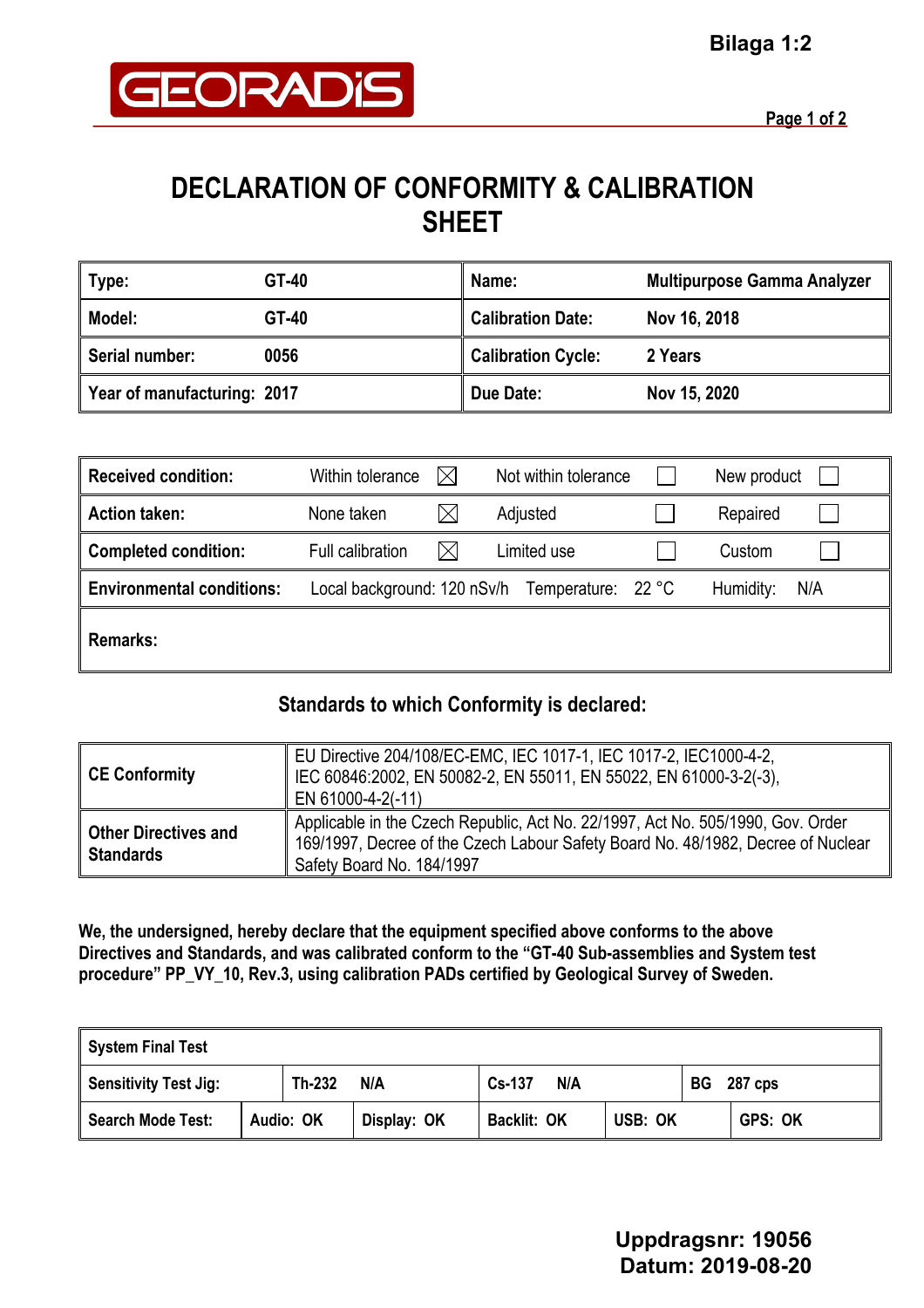Bilaga 1:2

GEORADIS

# DECLARATION OF CONFORMITY & CALIBRATION SHEET

| | | | |
|---|---|---|---|
| **Type:** | **GT-40** | **Name:** | **Multipurpose Gamma Analyzer** |
| **Model:** | **GT-40** | **Calibration Date:** | **Nov 16, 2018** |
| **Serial number:** | **0056** | **Calibration Cycle:** | **2 Years** |
| **Year of manufacturing: 2017** | | **Due Date:** | **Nov 15, 2020** |

| | | | | | | |
|---|---|---|---|---|---|---|
| **Received condition:** | Within tolerance | ☒ | Not within tolerance | ☐ | New product | ☐ |
| **Action taken:** | None taken | ☒ | Adjusted | ☐ | Repaired | ☐ |
| **Completed condition:** | Full calibration | ☒ | Limited use | ☐ | Custom | ☐ |
| **Environmental conditions:** | Local background: 120 nSv/h | | Temperature: 22 °C | | Humidity: | N/A |
| **Remarks:** | | | | | | |

## Standards to which Conformity is declared:

| | |
|---|---|
| **CE Conformity** | EU Directive 204/108/EC-EMC, IEC 1017-1, IEC 1017-2, IEC1000-4-2, IEC 60846:2002, EN 50082-2, EN 55011, EN 55022, EN 61000-3-2(-3), EN 61000-4-2(-11) |
| **Other Directives and Standards** | Applicable in the Czech Republic, Act No. 22/1997, Act No. 505/1990, Gov. Order 169/1997, Decree of the Czech Labour Safety Board No. 48/1982, Decree of Nuclear Safety Board No. 184/1997 |

**We, the undersigned, hereby declare that the equipment specified above conforms to the above Directives and Standards, and was calibrated conform to the "GT-40 Sub-assemblies and System test procedure" PP_VY_10, Rev.3, using calibration PADs certified by Geological Survey of Sweden.**

| **System Final Test** | | | | | |
|---|---|---|---|---|---|
| **Sensitivity Test Jig:** | **Th-232 N/A** | | **Cs-137 N/A** | | **BG 287 cps** |
| **Search Mode Test:** | **Audio: OK** | **Display: OK** | **Backlit: OK** | **USB: OK** | **GPS: OK** |

**Uppdragsnr: 19056**
**Datum: 2019-08-20**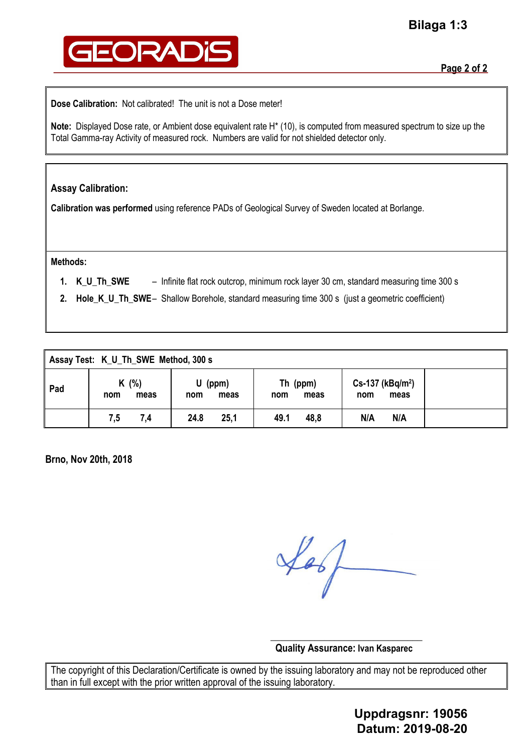Bilaga 1:3

GEORADIS

**Dose Calibration:** Not calibrated! The unit is not a Dose meter!

**Note:** Displayed Dose rate, or Ambient dose equivalent rate H* (10), is computed from measured spectrum to size up the Total Gamma-ray Activity of measured rock. Numbers are valid for not shielded detector only.

**Assay Calibration:**

**Calibration was performed** using reference PADs of Geological Survey of Sweden located at Borlange.

**Methods:**

1. **K_U_Th_SWE** – Infinite flat rock outcrop, minimum rock layer 30 cm, standard measuring time 300 s
2. **Hole_K_U_Th_SWE** – Shallow Borehole, standard measuring time 300 s (just a geometric coefficient)

**Assay Test: K_U_Th_SWE Method, 300 s**

| Pad | K (%) nom | K (%) meas | U (ppm) nom | U (ppm) meas | Th (ppm) nom | Th (ppm) meas | Cs-137 (kBq/m²) nom | Cs-137 (kBq/m²) meas | |
|---|---|---|---|---|---|---|---|---|---|
| | 7,5 | 7,4 | 24.8 | 25,1 | 49.1 | 48,8 | N/A | N/A | |

**Brno, Nov 20th, 2018**

**Quality Assurance: Ivan Kasparec**

The copyright of this Declaration/Certificate is owned by the issuing laboratory and may not be reproduced other than in full except with the prior written approval of the issuing laboratory.

**Uppdragsnr: 19056**
**Datum: 2019-08-20**